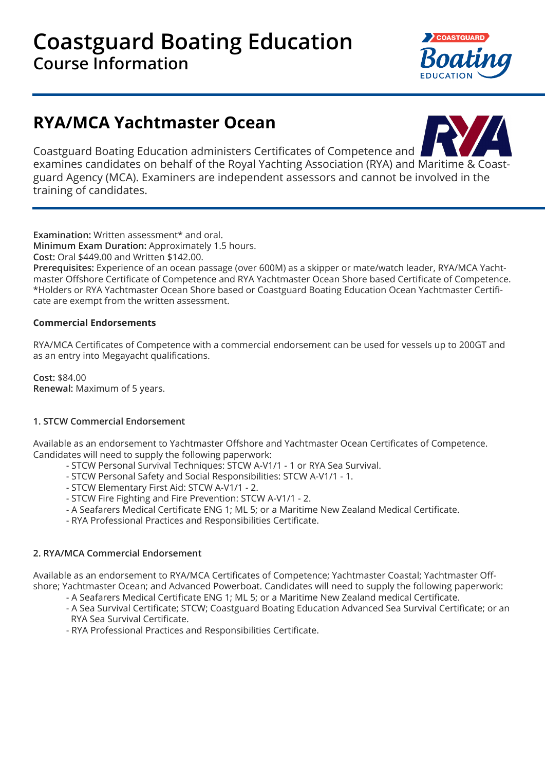# Coastguard Boating Education

## Course Information

## RYA/MCA Yachtmaster Ocean

Coastguard Boating Education administers Certificates of Competence and examines candidates on behalf of the Royal Yachting Association (RYA) and Maritime & Coastguard Agency (MCA). Examiners are independent assessors and cannot be involved in the training of candidates.

**Examination:** Written assessment* and oral.
**Minimum Exam Duration:** Approximately 1.5 hours.
**Cost:** Oral $449.00 and Written $142.00.
**Prerequisites:** Experience of an ocean passage (over 600M) as a skipper or mate/watch leader, RYA/MCA Yachtmaster Offshore Certificate of Competence and RYA Yachtmaster Ocean Shore based Certificate of Competence.
*Holders or RYA Yachtmaster Ocean Shore based or Coastguard Boating Education Ocean Yachtmaster Certificate are exempt from the written assessment.

**Commercial Endorsements**

RYA/MCA Certificates of Competence with a commercial endorsement can be used for vessels up to 200GT and as an entry into Megayacht qualifications.

**Cost:** $84.00
**Renewal:** Maximum of 5 years.

**1. STCW Commercial Endorsement**

Available as an endorsement to Yachtmaster Offshore and Yachtmaster Ocean Certificates of Competence. Candidates will need to supply the following paperwork:

- STCW Personal Survival Techniques: STCW A-V1/1 - 1 or RYA Sea Survival.
- STCW Personal Safety and Social Responsibilities: STCW A-V1/1 - 1.
- STCW Elementary First Aid: STCW A-V1/1 - 2.
- STCW Fire Fighting and Fire Prevention: STCW A-V1/1 - 2.
- A Seafarers Medical Certificate ENG 1; ML 5; or a Maritime New Zealand Medical Certificate.
- RYA Professional Practices and Responsibilities Certificate.

**2. RYA/MCA Commercial Endorsement**

Available as an endorsement to RYA/MCA Certificates of Competence; Yachtmaster Coastal; Yachtmaster Offshore; Yachtmaster Ocean; and Advanced Powerboat. Candidates will need to supply the following paperwork:

- A Seafarers Medical Certificate ENG 1; ML 5; or a Maritime New Zealand medical Certificate.
- A Sea Survival Certificate; STCW; Coastguard Boating Education Advanced Sea Survival Certificate; or an RYA Sea Survival Certificate.
- RYA Professional Practices and Responsibilities Certificate.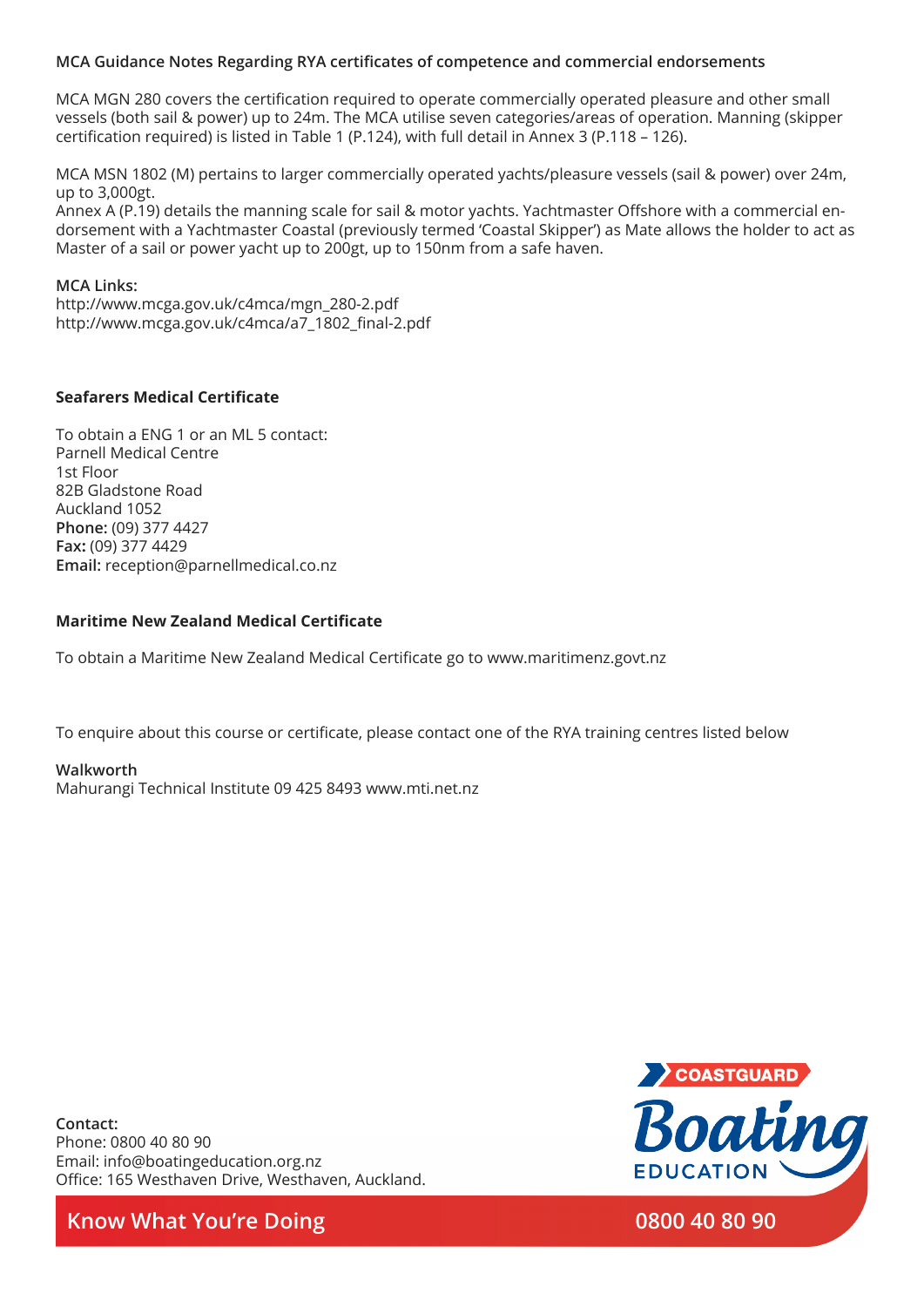**MCA Guidance Notes Regarding RYA certificates of competence and commercial endorsements**

MCA MGN 280 covers the certification required to operate commercially operated pleasure and other small vessels (both sail & power) up to 24m. The MCA utilise seven categories/areas of operation. Manning (skipper certification required) is listed in Table 1 (P.124), with full detail in Annex 3 (P.118 – 126).

MCA MSN 1802 (M) pertains to larger commercially operated yachts/pleasure vessels (sail & power) over 24m, up to 3,000gt.
Annex A (P.19) details the manning scale for sail & motor yachts. Yachtmaster Offshore with a commercial endorsement with a Yachtmaster Coastal (previously termed 'Coastal Skipper') as Mate allows the holder to act as Master of a sail or power yacht up to 200gt, up to 150nm from a safe haven.

**MCA Links:**
http://www.mcga.gov.uk/c4mca/mgn_280-2.pdf
http://www.mcga.gov.uk/c4mca/a7_1802_final-2.pdf

**Seafarers Medical Certificate**

To obtain a ENG 1 or an ML 5 contact:
Parnell Medical Centre
1st Floor
82B Gladstone Road
Auckland 1052
**Phone:** (09) 377 4427
**Fax:** (09) 377 4429
**Email:** reception@parnellmedical.co.nz

**Maritime New Zealand Medical Certificate**

To obtain a Maritime New Zealand Medical Certificate go to www.maritimenz.govt.nz

To enquire about this course or certificate, please contact one of the RYA training centres listed below

**Walkworth**
Mahurangi Technical Institute 09 425 8493 www.mti.net.nz

**Contact:**
Phone: 0800 40 80 90
Email: info@boatingeducation.org.nz
Office: 165 Westhaven Drive, Westhaven, Auckland.

COASTGUARD Boating EDUCATION

**Know What You're Doing** **0800 40 80 90**